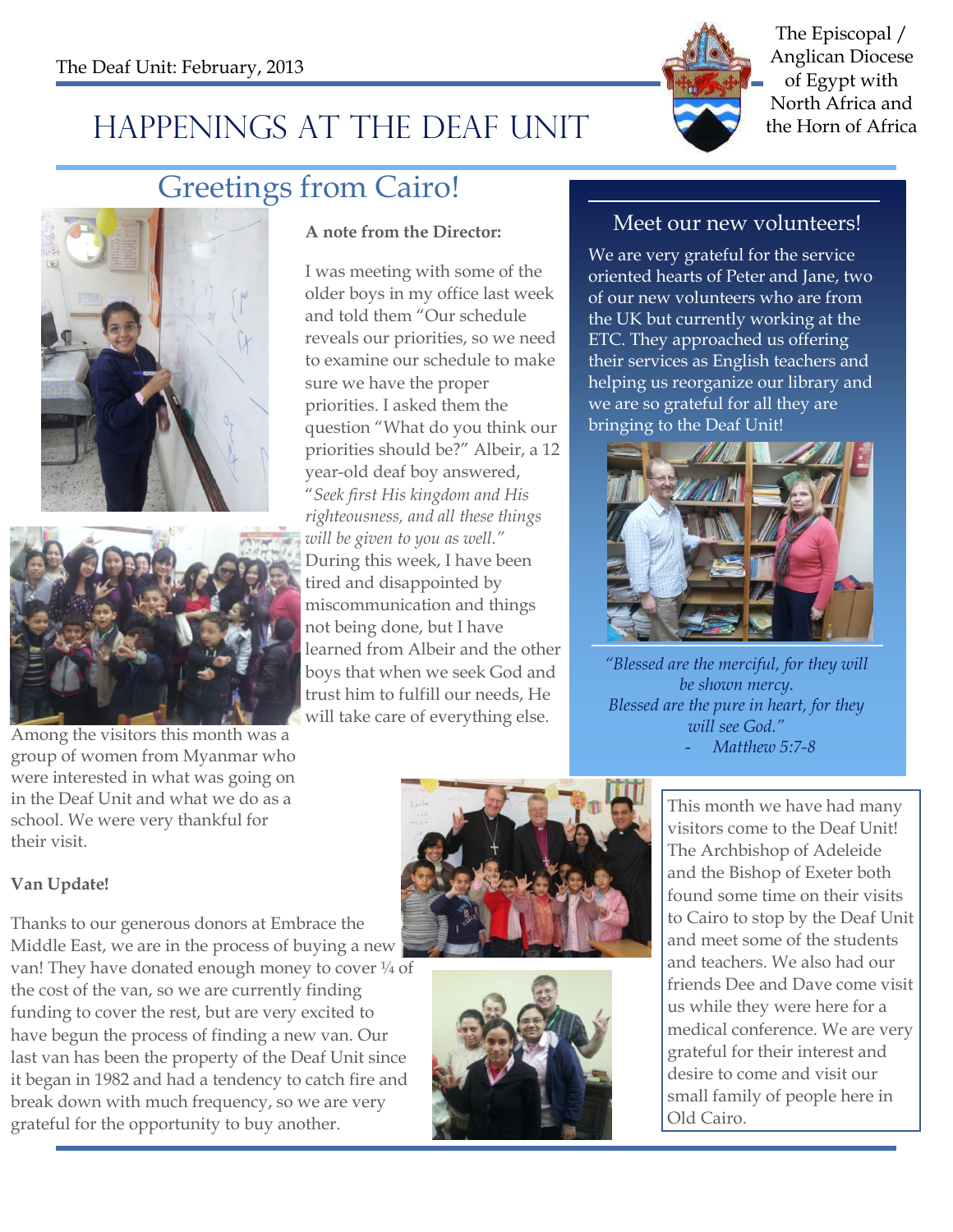The Deal Unit: February, 2013

The Episcopal / Anglican Diocese of Egypt with North Africa and the Horn of Africa

# Happenings at the Deaf Unit

## Greetings from Cairo!

**A note from the Director:**

I was meeting with some of the older boys in my office last week and told them "Our schedule reveals our priorities, so we need to examine our schedule to make sure we have the proper priorities. I asked them the question "What do you think our priorities should be?" Albeir, a 12 year-old deaf boy answered, "*Seek first His kingdom and His righteousness, and all these things will be given to you as well.*" During this week, I have been tired and disappointed by miscommunication and things not being done, but I have learned from Albeir and the other boys that when we seek God and trust him to fulfill our needs, He will take care of everything else.

Among the visitors this month was a group of women from Myanmar who were interested in what was going on in the Deaf Unit and what we do as a school. We were very thankful for their visit.

**Van Update!**

Thanks to our generous donors at Embrace the Middle East, we are in the process of buying a new van! They have donated enough money to cover ¼ of the cost of the van, so we are currently finding funding to cover the rest, but are very excited to have begun the process of finding a new van. Our last van has been the property of the Deaf Unit since it began in 1982 and had a tendency to catch fire and break down with much frequency, so we are very grateful for the opportunity to buy another.

### Meet our new volunteers!

We are very grateful for the service oriented hearts of Peter and Jane, two of our new volunteers who are from the UK but currently working at the ETC. They approached us offering their services as English teachers and helping us reorganize our library and we are so grateful for all they are bringing to the Deaf Unit!

*"Blessed are the merciful, for they will be shown mercy.*
*Blessed are the pure in heart, for they will see God."*
*- Matthew 5:7-8*

This month we have had many visitors come to the Deaf Unit! The Archbishop of Adeleide and the Bishop of Exeter both found some time on their visits to Cairo to stop by the Deaf Unit and meet some of the students and teachers. We also had our friends Dee and Dave come visit us while they were here for a medical conference. We are very grateful for their interest and desire to come and visit our small family of people here in Old Cairo.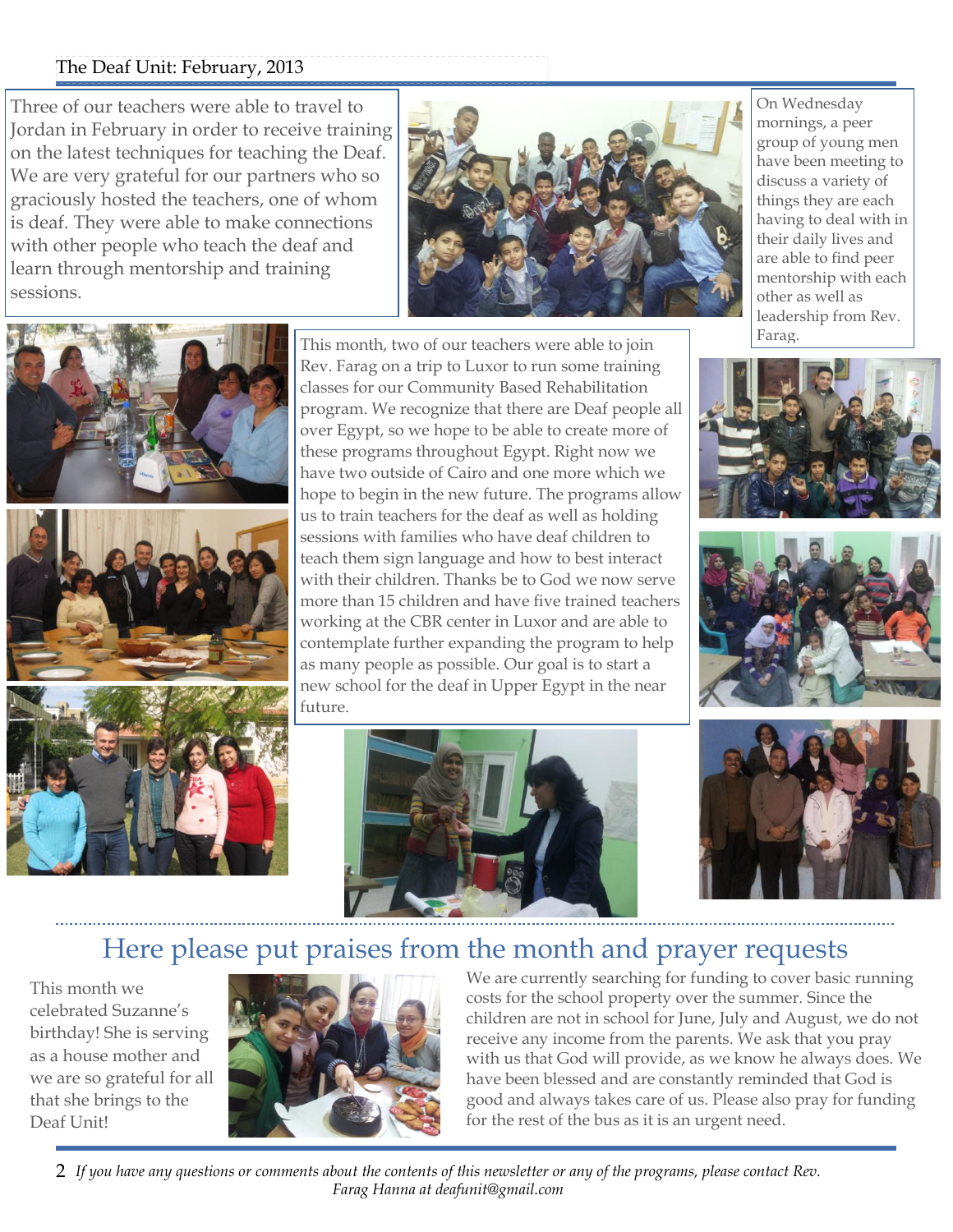Three of our teachers were able to travel to Jordan in February in order to receive training on the latest techniques for teaching the Deaf. We are very grateful for our partners who so graciously hosted the teachers, one of whom is deaf. They were able to make connections with other people who teach the deaf and learn through mentorship and training sessions.

On Wednesday mornings, a peer group of young men have been meeting to discuss a variety of things they are each having to deal with in their daily lives and are able to find peer mentorship with each other as well as leadership from Rev. Farag.

This month, two of our teachers were able to join Rev. Farag on a trip to Luxor to run some training classes for our Community Based Rehabilitation program. We recognize that there are Deaf people all over Egypt, so we hope to be able to create more of these programs throughout Egypt. Right now we have two outside of Cairo and one more which we hope to begin in the new future. The programs allow us to train teachers for the deaf as well as holding sessions with families who have deaf children to teach them sign language and how to best interact with their children. Thanks be to God we now serve more than 15 children and have five trained teachers working at the CBR center in Luxor and are able to contemplate further expanding the program to help as many people as possible. Our goal is to start a new school for the deaf in Upper Egypt in the near future.

## Here please put praises from the month and prayer requests

This month we celebrated Suzanne's birthday! She is serving as a house mother and we are so grateful for all that she brings to the Deaf Unit!

We are currently searching for funding to cover basic running costs for the school property over the summer. Since the children are not in school for June, July and August, we do not receive any income from the parents. We ask that you pray with us that God will provide, as we know he always does. We have been blessed and are constantly reminded that God is good and always takes care of us. Please also pray for funding for the rest of the bus as it is an urgent need.

*If you have any questions or comments about the contents of this newsletter or any of the programs, please contact Rev. Farag Hanna at deafunit@gmail.com*